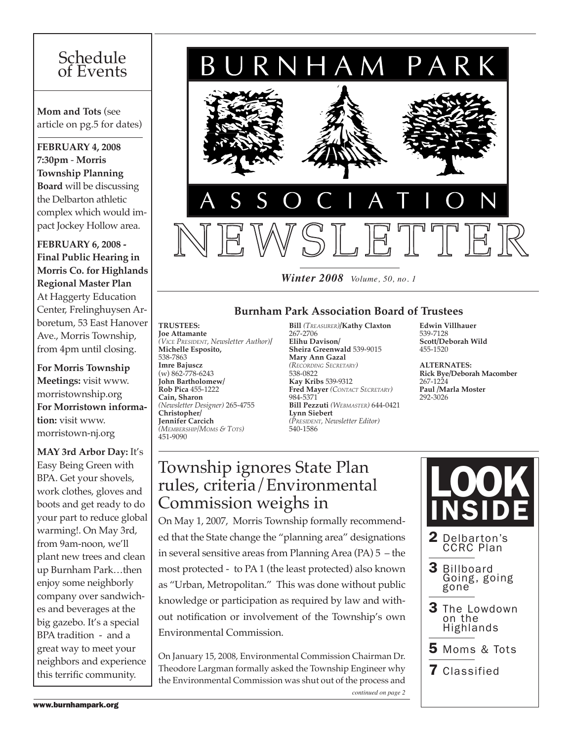# Burnham Park Association Newsletter

*Winter 2008* *Volume, 50, no. 1*

## Schedule of Events

**Mom and Tots** (see article on pg.5 for dates)

**FEBRUARY 4, 2008 7:30pm - Morris Township Planning Board** will be discussing the Delbarton athletic complex which would impact Jockey Hollow area.

**FEBRUARY 6, 2008 - Final Public Hearing in Morris Co. for Highlands Regional Master Plan** At Haggerty Education Center, Frelinghuysen Arboretum, 53 East Hanover Ave., Morris Township, from 4pm until closing.

**For Morris Township Meetings:** visit www.morristownship.org
**For Morristown information:** visit www.morristown-nj.org

**MAY 3rd Arbor Day:** It's Easy Being Green with BPA. Get your shovels, work clothes, gloves and boots and get ready to do your part to reduce global warming!. On May 3rd, from 9am-noon, we'll plant new trees and clean up Burnham Park…then enjoy some neighborly company over sandwiches and beverages at the big gazebo. It's a special BPA tradition - and a great way to meet your neighbors and experience this terrific community.

## Burnham Park Association Board of Trustees

**TRUSTEES:**
**Joe Attamante**
*(Vice President, Newsletter Author)*/
**Michelle Esposito,**
538-7863
**Imre Bajuscz**
(w) 862-778-6243
**John Bartholomew/**
**Rob Pica** 455-1222
**Cain, Sharon**
*(Newsletter Designer)* 265-4755
**Christopher/**
**Jennifer Carcich**
*(Membership/Moms & Tots)*
451-9090
**Bill** *(Treasurer)*/**Kathy Claxton**
267-2706
**Elihu Davison/**
**Sheira Greenwald** 539-9015
**Mary Ann Gazal**
*(Recording Secretary)*
538-0822
**Kay Kribs** 539-9312
**Fred Mayer** *(Contact Secretary)*
984-5371
**Bill Pezzuti** *(Webmaster)* 644-0421
**Lynn Siebert**
*(President, Newsletter Editor)*
540-1586
**Edwin Villhauer**
539-7128
**Scott/Deborah Wild**
455-1520

**ALTERNATES:**
**Rick Bye/Deborah Macomber**
267-1224
**Paul /Marla Moster**
292-3026

## Township ignores State Plan rules, criteria/Environmental Commission weighs in

On May 1, 2007, Morris Township formally recommended that the State change the "planning area" designations in several sensitive areas from Planning Area (PA) 5 – the most protected - to PA 1 (the least protected) also known as "Urban, Metropolitan." This was done without public knowledge or participation as required by law and without notification or involvement of the Township's own Environmental Commission.

On January 15, 2008, Environmental Commission Chairman Dr. Theodore Largman formally asked the Township Engineer why the Environmental Commission was shut out of the process and

*continued on page 2*

## LOOK INSIDE

- **2** Delbarton's CCRC Plan
- **3** Billboard Going, going gone
- **3** The Lowdown on the Highlands
- **5** Moms & Tots
- **7** Classified

www.burnhampark.org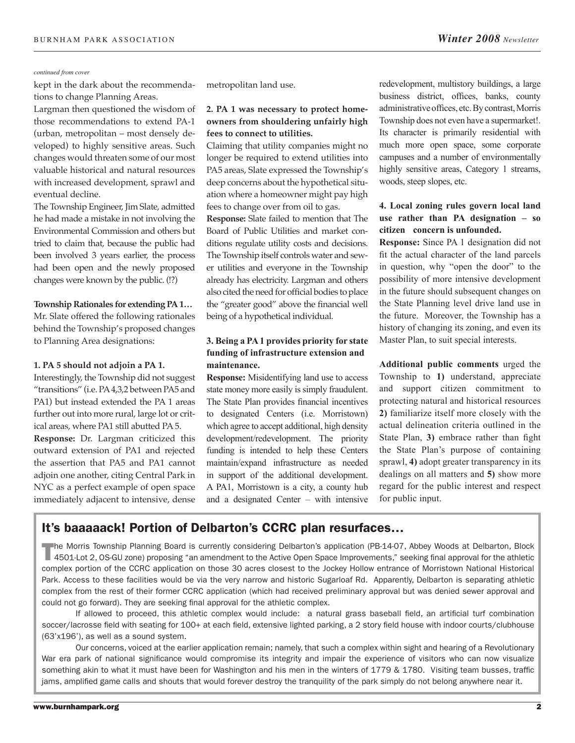*continued from cover*

kept in the dark about the recommendations to change Planning Areas.

Largman then questioned the wisdom of those recommendations to extend PA-1 (urban, metropolitan – most densely developed) to highly sensitive areas. Such changes would threaten some of our most valuable historical and natural resources with increased development, sprawl and eventual decline.

The Township Engineer, Jim Slate, admitted he had made a mistake in not involving the Environmental Commission and others but tried to claim that, because the public had been involved 3 years earlier, the process had been open and the newly proposed changes were known by the public. (!?)

**Township Rationales for extending PA 1…**

Mr. Slate offered the following rationales behind the Township's proposed changes to Planning Area designations:

**1. PA 5 should not adjoin a PA 1.**

Interestingly, the Township did not suggest "transitions" (i.e. PA 4,3,2 between PA5 and PA1) but instead extended the PA 1 areas further out into more rural, large lot or critical areas, where PA1 still abutted PA 5.

**Response:** Dr. Largman criticized this outward extension of PA1 and rejected the assertion that PA5 and PA1 cannot adjoin one another, citing Central Park in NYC as a perfect example of open space immediately adjacent to intensive, dense metropolitan land use.

**2. PA 1 was necessary to protect homeowners from shouldering unfairly high fees to connect to utilities.**

Claiming that utility companies might no longer be required to extend utilities into PA5 areas, Slate expressed the Township's deep concerns about the hypothetical situation where a homeowner might pay high fees to change over from oil to gas.

**Response:** Slate failed to mention that The Board of Public Utilities and market conditions regulate utility costs and decisions. The Township itself controls water and sewer utilities and everyone in the Township already has electricity. Largman and others also cited the need for official bodies to place the "greater good" above the financial well being of a hypothetical individual.

**3. Being a PA 1 provides priority for state funding of infrastructure extension and maintenance.**

**Response:** Misidentifying land use to access state money more easily is simply fraudulent. The State Plan provides financial incentives to designated Centers (i.e. Morristown) which agree to accept additional, high density development/redevelopment. The priority funding is intended to help these Centers maintain/expand infrastructure as needed in support of the additional development. A PA1, Morristown is a city, a county hub and a designated Center – with intensive redevelopment, multistory buildings, a large business district, offices, banks, county administrative offices, etc. By contrast, Morris Township does not even have a supermarket!. Its character is primarily residential with much more open space, some corporate campuses and a number of environmentally highly sensitive areas, Category 1 streams, woods, steep slopes, etc.

**4. Local zoning rules govern local land use rather than PA designation – so citizen concern is unfounded.**

**Response:** Since PA 1 designation did not fit the actual character of the land parcels in question, why "open the door" to the possibility of more intensive development in the future should subsequent changes on the State Planning level drive land use in the future. Moreover, the Township has a history of changing its zoning, and even its Master Plan, to suit special interests.

**Additional public comments** urged the Township to **1)** understand, appreciate and support citizen commitment to protecting natural and historical resources **2)** familiarize itself more closely with the actual delineation criteria outlined in the State Plan, **3)** embrace rather than fight the State Plan's purpose of containing sprawl, **4)** adopt greater transparency in its dealings on all matters and **5)** show more regard for the public interest and respect for public input.

## It's baaaaack! Portion of Delbarton's CCRC plan resurfaces…

The Morris Township Planning Board is currently considering Delbarton's application (PB-14-07, Abbey Woods at Delbarton, Block 4501-Lot 2, OS-GU zone) proposing "an amendment to the Active Open Space Improvements," seeking final approval for the athletic complex portion of the CCRC application on those 30 acres closest to the Jockey Hollow entrance of Morristown National Historical Park. Access to these facilities would be via the very narrow and historic Sugarloaf Rd. Apparently, Delbarton is separating athletic complex from the rest of their former CCRC application (which had received preliminary approval but was denied sewer approval and could not go forward). They are seeking final approval for the athletic complex.

If allowed to proceed, this athletic complex would include: a natural grass baseball field, an artificial turf combination soccer/lacrosse field with seating for 100+ at each field, extensive lighted parking, a 2 story field house with indoor courts/clubhouse (63'x196'), as well as a sound system.

Our concerns, voiced at the earlier application remain; namely, that such a complex within sight and hearing of a Revolutionary War era park of national significance would compromise its integrity and impair the experience of visitors who can now visualize something akin to what it must have been for Washington and his men in the winters of 1779 & 1780. Visiting team busses, traffic jams, amplified game calls and shouts that would forever destroy the tranquility of the park simply do not belong anywhere near it.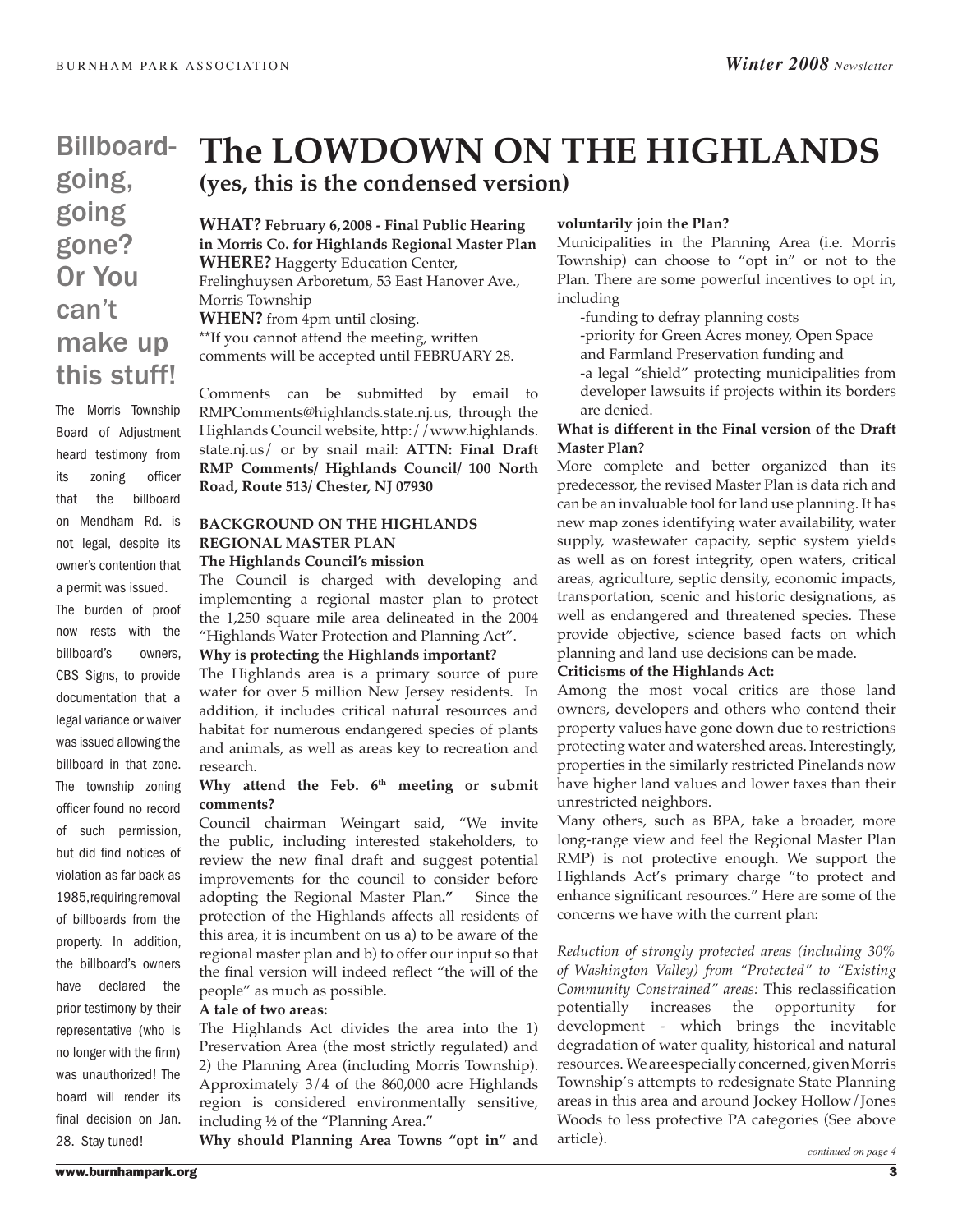## Billboard-going, going gone? Or You can't make up this stuff!

The Morris Township Board of Adjustment heard testimony from its zoning officer that the billboard on Mendham Rd. is not legal, despite its owner's contention that a permit was issued.

The burden of proof now rests with the billboard's owners, CBS Signs, to provide documentation that a legal variance or waiver was issued allowing the billboard in that zone. The township zoning officer found no record of such permission, but did find notices of violation as far back as 1985, requiring removal of billboards from the property. In addition, the billboard's owners have declared the prior testimony by their representative (who is no longer with the firm) was unauthorized! The board will render its final decision on Jan. 28. Stay tuned!

# The LOWDOWN ON THE HIGHLANDS

**(yes, this is the condensed version)**

**WHAT? February 6, 2008 - Final Public Hearing in Morris Co. for Highlands Regional Master Plan**
**WHERE?** Haggerty Education Center, Frelinghuysen Arboretum, 53 East Hanover Ave., Morris Township
**WHEN?** from 4pm until closing.
**If you cannot attend the meeting, written comments will be accepted until FEBRUARY 28.

Comments can be submitted by email to RMPComments@highlands.state.nj.us, through the Highlands Council website, http://www.highlands.state.nj.us/ or by snail mail: **ATTN: Final Draft RMP Comments/ Highlands Council/ 100 North Road, Route 513/ Chester, NJ 07930**

**BACKGROUND ON THE HIGHLANDS REGIONAL MASTER PLAN**

**The Highlands Council's mission**

The Council is charged with developing and implementing a regional master plan to protect the 1,250 square mile area delineated in the 2004 "Highlands Water Protection and Planning Act".

**Why is protecting the Highlands important?**

The Highlands area is a primary source of pure water for over 5 million New Jersey residents. In addition, it includes critical natural resources and habitat for numerous endangered species of plants and animals, as well as areas key to recreation and research.

**Why attend the Feb. 6th meeting or submit comments?**

Council chairman Weingart said, "We invite the public, including interested stakeholders, to review the new final draft and suggest potential improvements for the council to consider before adopting the Regional Master Plan**."** Since the protection of the Highlands affects all residents of this area, it is incumbent on us a) to be aware of the regional master plan and b) to offer our input so that the final version will indeed reflect "the will of the people" as much as possible.

**A tale of two areas:**

The Highlands Act divides the area into the 1) Preservation Area (the most strictly regulated) and 2) the Planning Area (including Morris Township). Approximately 3/4 of the 860,000 acre Highlands region is considered environmentally sensitive, including ½ of the "Planning Area."

**Why should Planning Area Towns "opt in" and voluntarily join the Plan?**

Municipalities in the Planning Area (i.e. Morris Township) can choose to "opt in" or not to the Plan. There are some powerful incentives to opt in, including

- -funding to defray planning costs
- -priority for Green Acres money, Open Space and Farmland Preservation funding and
- -a legal "shield" protecting municipalities from developer lawsuits if projects within its borders are denied.

**What is different in the Final version of the Draft Master Plan?**

More complete and better organized than its predecessor, the revised Master Plan is data rich and can be an invaluable tool for land use planning. It has new map zones identifying water availability, water supply, wastewater capacity, septic system yields as well as on forest integrity, open waters, critical areas, agriculture, septic density, economic impacts, transportation, scenic and historic designations, as well as endangered and threatened species. These provide objective, science based facts on which planning and land use decisions can be made.

**Criticisms of the Highlands Act:**

Among the most vocal critics are those land owners, developers and others who contend their property values have gone down due to restrictions protecting water and watershed areas. Interestingly, properties in the similarly restricted Pinelands now have higher land values and lower taxes than their unrestricted neighbors.

Many others, such as BPA, take a broader, more long-range view and feel the Regional Master Plan RMP) is not protective enough. We support the Highlands Act's primary charge "to protect and enhance significant resources." Here are some of the concerns we have with the current plan:

*Reduction of strongly protected areas (including 30% of Washington Valley) from "Protected" to "Existing Community Constrained" areas:* This reclassification potentially increases the opportunity for development - which brings the inevitable degradation of water quality, historical and natural resources. We are especially concerned, given Morris Township's attempts to redesignate State Planning areas in this area and around Jockey Hollow/Jones Woods to less protective PA categories (See above article).

*continued on page 4*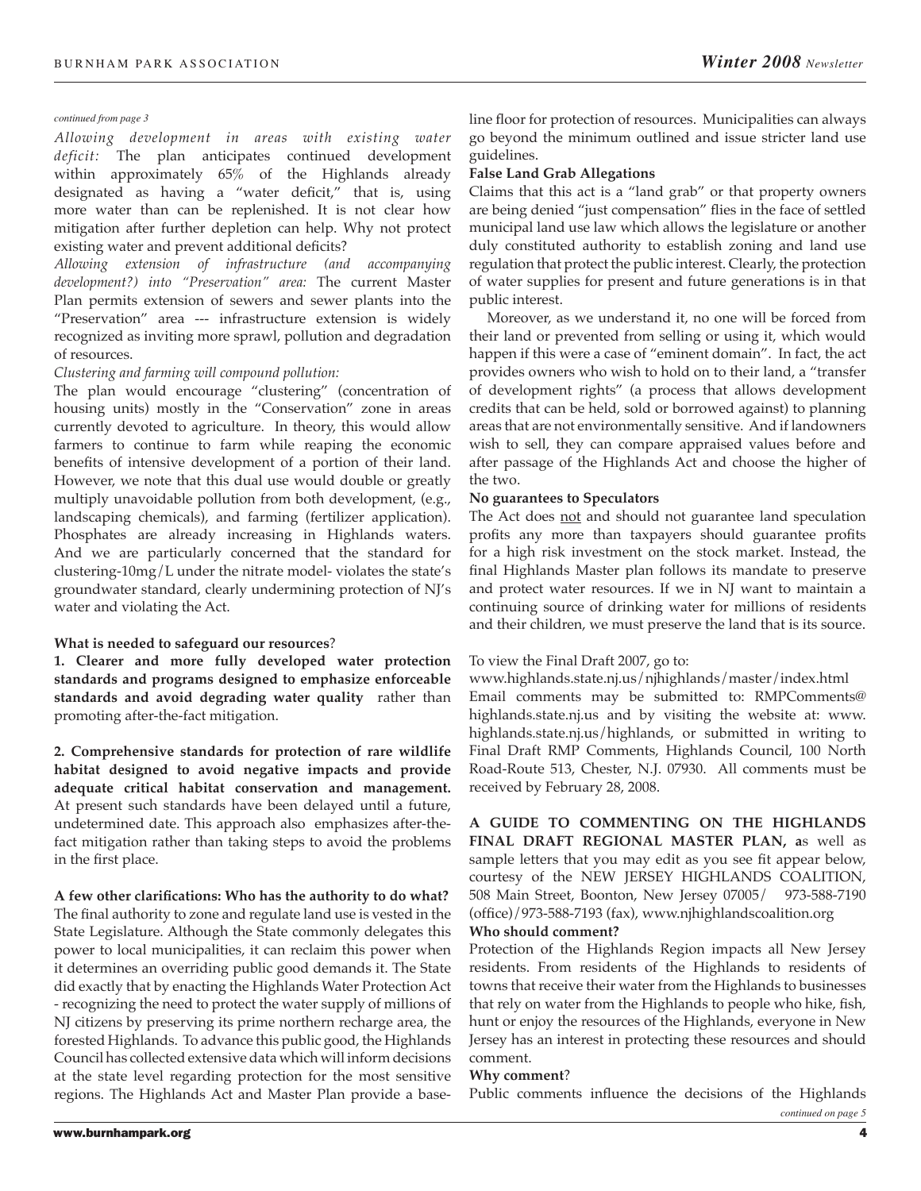*continued from page 3*

*Allowing development in areas with existing water deficit:* The plan anticipates continued development within approximately 65% of the Highlands already designated as having a "water deficit," that is, using more water than can be replenished. It is not clear how mitigation after further depletion can help. Why not protect existing water and prevent additional deficits?

*Allowing extension of infrastructure (and accompanying development?) into "Preservation" area:* The current Master Plan permits extension of sewers and sewer plants into the "Preservation" area --- infrastructure extension is widely recognized as inviting more sprawl, pollution and degradation of resources.

*Clustering and farming will compound pollution:*

The plan would encourage "clustering" (concentration of housing units) mostly in the "Conservation" zone in areas currently devoted to agriculture. In theory, this would allow farmers to continue to farm while reaping the economic benefits of intensive development of a portion of their land. However, we note that this dual use would double or greatly multiply unavoidable pollution from both development, (e.g., landscaping chemicals), and farming (fertilizer application). Phosphates are already increasing in Highlands waters. And we are particularly concerned that the standard for clustering-10mg/L under the nitrate model- violates the state's groundwater standard, clearly undermining protection of NJ's water and violating the Act.

**What is needed to safeguard our resources**?

**1. Clearer and more fully developed water protection standards and programs designed to emphasize enforceable standards and avoid degrading water quality** rather than promoting after-the-fact mitigation.

**2. Comprehensive standards for protection of rare wildlife habitat designed to avoid negative impacts and provide adequate critical habitat conservation and management.** At present such standards have been delayed until a future, undetermined date. This approach also emphasizes after-the-fact mitigation rather than taking steps to avoid the problems in the first place.

**A few other clarifications: Who has the authority to do what?**

The final authority to zone and regulate land use is vested in the State Legislature. Although the State commonly delegates this power to local municipalities, it can reclaim this power when it determines an overriding public good demands it. The State did exactly that by enacting the Highlands Water Protection Act - recognizing the need to protect the water supply of millions of NJ citizens by preserving its prime northern recharge area, the forested Highlands. To advance this public good, the Highlands Council has collected extensive data which will inform decisions at the state level regarding protection for the most sensitive regions. The Highlands Act and Master Plan provide a baseline floor for protection of resources. Municipalities can always go beyond the minimum outlined and issue stricter land use guidelines.

**False Land Grab Allegations**

Claims that this act is a "land grab" or that property owners are being denied "just compensation" flies in the face of settled municipal land use law which allows the legislature or another duly constituted authority to establish zoning and land use regulation that protect the public interest. Clearly, the protection of water supplies for present and future generations is in that public interest.

Moreover, as we understand it, no one will be forced from their land or prevented from selling or using it, which would happen if this were a case of "eminent domain". In fact, the act provides owners who wish to hold on to their land, a "transfer of development rights" (a process that allows development credits that can be held, sold or borrowed against) to planning areas that are not environmentally sensitive. And if landowners wish to sell, they can compare appraised values before and after passage of the Highlands Act and choose the higher of the two.

**No guarantees to Speculators**

The Act does not and should not guarantee land speculation profits any more than taxpayers should guarantee profits for a high risk investment on the stock market. Instead, the final Highlands Master plan follows its mandate to preserve and protect water resources. If we in NJ want to maintain a continuing source of drinking water for millions of residents and their children, we must preserve the land that is its source.

To view the Final Draft 2007, go to:
www.highlands.state.nj.us/njhighlands/master/index.html
Email comments may be submitted to: RMPComments@highlands.state.nj.us and by visiting the website at: www.highlands.state.nj.us/highlands, or submitted in writing to Final Draft RMP Comments, Highlands Council, 100 North Road-Route 513, Chester, N.J. 07930. All comments must be received by February 28, 2008.

**A GUIDE TO COMMENTING ON THE HIGHLANDS FINAL DRAFT REGIONAL MASTER PLAN, a**s well as sample letters that you may edit as you see fit appear below, courtesy of the NEW JERSEY HIGHLANDS COALITION, 508 Main Street, Boonton, New Jersey 07005/ 973-588-7190 (office)/973-588-7193 (fax), www.njhighlandscoalition.org

**Who should comment?**

Protection of the Highlands Region impacts all New Jersey residents. From residents of the Highlands to residents of towns that receive their water from the Highlands to businesses that rely on water from the Highlands to people who hike, fish, hunt or enjoy the resources of the Highlands, everyone in New Jersey has an interest in protecting these resources and should comment.

**Why comment**?

Public comments influence the decisions of the Highlands

*continued on page 5*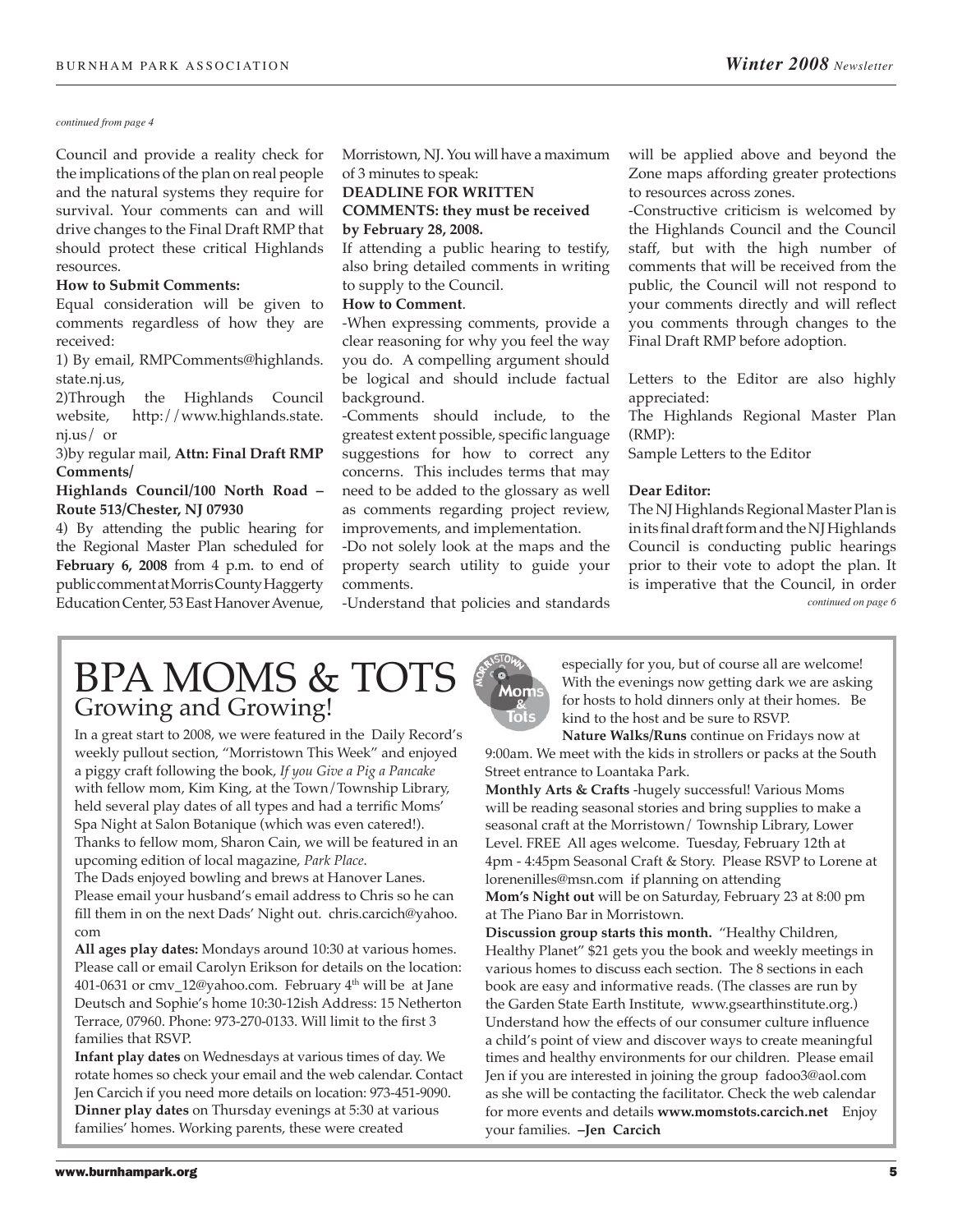*continued from page 4*

Council and provide a reality check for the implications of the plan on real people and the natural systems they require for survival. Your comments can and will drive changes to the Final Draft RMP that should protect these critical Highlands resources.

**How to Submit Comments:**

Equal consideration will be given to comments regardless of how they are received:

1) By email, RMPComments@highlands.state.nj.us,

2)Through the Highlands Council website, http://www.highlands.state.nj.us/ or

3)by regular mail, **Attn: Final Draft RMP Comments/**

**Highlands Council/100 North Road – Route 513/Chester, NJ 07930**

4) By attending the public hearing for the Regional Master Plan scheduled for **February 6, 2008** from 4 p.m. to end of public comment at Morris County Haggerty Education Center, 53 East Hanover Avenue, Morristown, NJ. You will have a maximum of 3 minutes to speak:

**DEADLINE FOR WRITTEN COMMENTS: they must be received by February 28, 2008.**

If attending a public hearing to testify, also bring detailed comments in writing to supply to the Council.

**How to Comment**.

-When expressing comments, provide a clear reasoning for why you feel the way you do. A compelling argument should be logical and should include factual background.

-Comments should include, to the greatest extent possible, specific language suggestions for how to correct any concerns. This includes terms that may need to be added to the glossary as well as comments regarding project review, improvements, and implementation.

-Do not solely look at the maps and the property search utility to guide your comments.

-Understand that policies and standards will be applied above and beyond the Zone maps affording greater protections to resources across zones.

-Constructive criticism is welcomed by the Highlands Council and the Council staff, but with the high number of comments that will be received from the public, the Council will not respond to your comments directly and will reflect you comments through changes to the Final Draft RMP before adoption.

Letters to the Editor are also highly appreciated:

The Highlands Regional Master Plan (RMP):

Sample Letters to the Editor

**Dear Editor:**

The NJ Highlands Regional Master Plan is in its final draft form and the NJ Highlands Council is conducting public hearings prior to their vote to adopt the plan. It is imperative that the Council, in order

*continued on page 6*

# BPA MOMS & TOTS

## Growing and Growing!

In a great start to 2008, we were featured in the Daily Record's weekly pullout section, "Morristown This Week" and enjoyed a piggy craft following the book, *If you Give a Pig a Pancake* with fellow mom, Kim King, at the Town/Township Library, held several play dates of all types and had a terrific Moms' Spa Night at Salon Botanique (which was even catered!). Thanks to fellow mom, Sharon Cain, we will be featured in an upcoming edition of local magazine, *Park Place*.

The Dads enjoyed bowling and brews at Hanover Lanes. Please email your husband's email address to Chris so he can fill them in on the next Dads' Night out. chris.carcich@yahoo.com

**All ages play dates:** Mondays around 10:30 at various homes. Please call or email Carolyn Erikson for details on the location: 401-0631 or cmv_12@yahoo.com. February 4th will be at Jane Deutsch and Sophie's home 10:30-12ish Address: 15 Netherton Terrace, 07960. Phone: 973-270-0133. Will limit to the first 3 families that RSVP.

**Infant play dates** on Wednesdays at various times of day. We rotate homes so check your email and the web calendar. Contact Jen Carcich if you need more details on location: 973-451-9090.

**Dinner play dates** on Thursday evenings at 5:30 at various families' homes. Working parents, these were created especially for you, but of course all are welcome! With the evenings now getting dark we are asking for hosts to hold dinners only at their homes. Be kind to the host and be sure to RSVP.

**Nature Walks/Runs** continue on Fridays now at 9:00am. We meet with the kids in strollers or packs at the South Street entrance to Loantaka Park.

**Monthly Arts & Crafts** -hugely successful! Various Moms will be reading seasonal stories and bring supplies to make a seasonal craft at the Morristown/ Township Library, Lower Level. FREE All ages welcome. Tuesday, February 12th at 4pm - 4:45pm Seasonal Craft & Story. Please RSVP to Lorene at lorenenilles@msn.com if planning on attending

**Mom's Night out** will be on Saturday, February 23 at 8:00 pm at The Piano Bar in Morristown.

**Discussion group starts this month.** "Healthy Children, Healthy Planet" $21 gets you the book and weekly meetings in various homes to discuss each section. The 8 sections in each book are easy and informative reads. (The classes are run by the Garden State Earth Institute, www.gsearthinstitute.org.) Understand how the effects of our consumer culture influence a child's point of view and discover ways to create meaningful times and healthy environments for our children. Please email Jen if you are interested in joining the group fadoo3@aol.com as she will be contacting the facilitator. Check the web calendar for more events and details **www.momstots.carcich.net** Enjoy your families. **–Jen Carcich**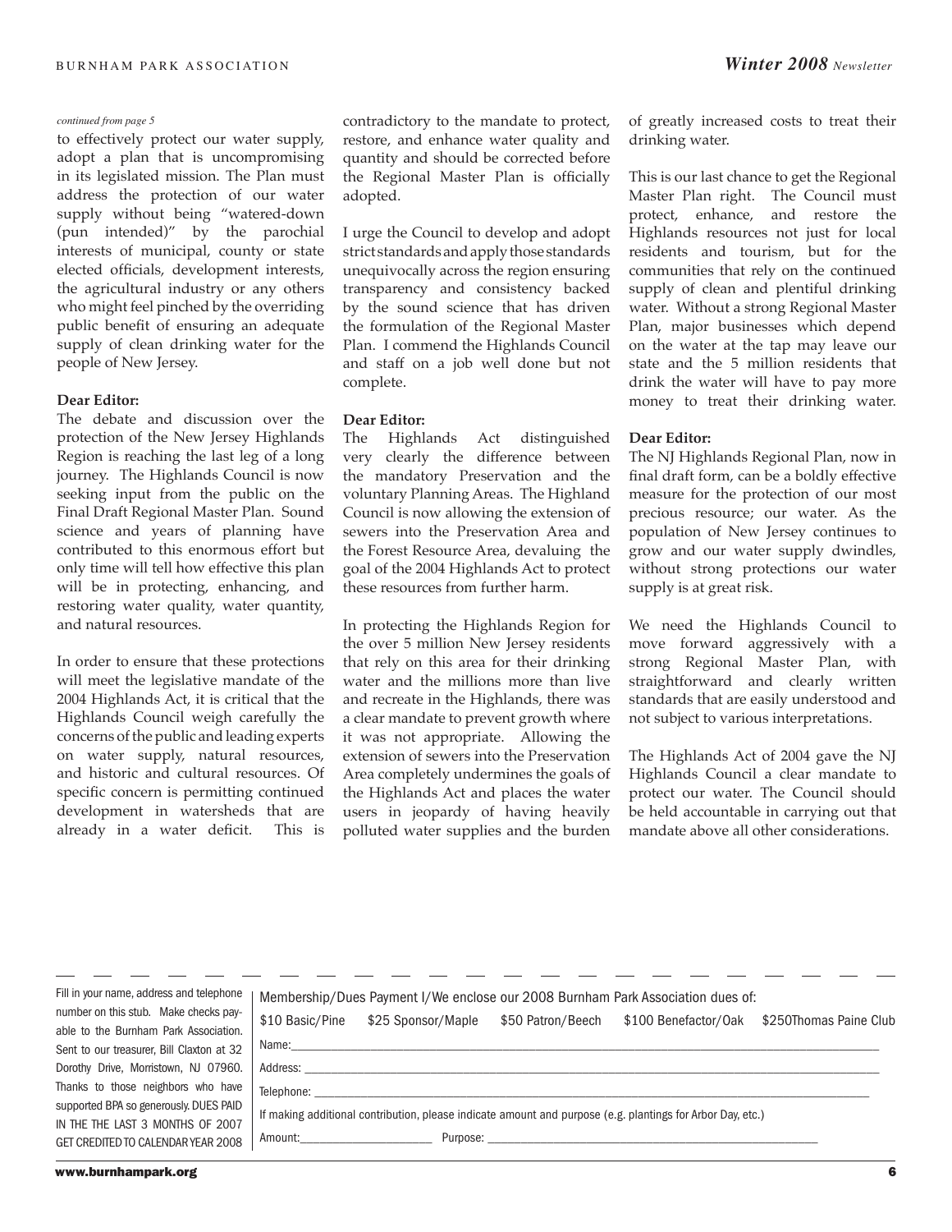*continued from page 5*

to effectively protect our water supply, adopt a plan that is uncompromising in its legislated mission. The Plan must address the protection of our water supply without being "watered-down (pun intended)" by the parochial interests of municipal, county or state elected officials, development interests, the agricultural industry or any others who might feel pinched by the overriding public benefit of ensuring an adequate supply of clean drinking water for the people of New Jersey.

**Dear Editor:**

The debate and discussion over the protection of the New Jersey Highlands Region is reaching the last leg of a long journey. The Highlands Council is now seeking input from the public on the Final Draft Regional Master Plan. Sound science and years of planning have contributed to this enormous effort but only time will tell how effective this plan will be in protecting, enhancing, and restoring water quality, water quantity, and natural resources.

In order to ensure that these protections will meet the legislative mandate of the 2004 Highlands Act, it is critical that the Highlands Council weigh carefully the concerns of the public and leading experts on water supply, natural resources, and historic and cultural resources. Of specific concern is permitting continued development in watersheds that are already in a water deficit. This is contradictory to the mandate to protect, restore, and enhance water quality and quantity and should be corrected before the Regional Master Plan is officially adopted.

I urge the Council to develop and adopt strict standards and apply those standards unequivocally across the region ensuring transparency and consistency backed by the sound science that has driven the formulation of the Regional Master Plan. I commend the Highlands Council and staff on a job well done but not complete.

**Dear Editor:**

The Highlands Act distinguished very clearly the difference between the mandatory Preservation and the voluntary Planning Areas. The Highland Council is now allowing the extension of sewers into the Preservation Area and the Forest Resource Area, devaluing the goal of the 2004 Highlands Act to protect these resources from further harm.

In protecting the Highlands Region for the over 5 million New Jersey residents that rely on this area for their drinking water and the millions more than live and recreate in the Highlands, there was a clear mandate to prevent growth where it was not appropriate. Allowing the extension of sewers into the Preservation Area completely undermines the goals of the Highlands Act and places the water users in jeopardy of having heavily polluted water supplies and the burden of greatly increased costs to treat their drinking water.

This is our last chance to get the Regional Master Plan right. The Council must protect, enhance, and restore the Highlands resources not just for local residents and tourism, but for the communities that rely on the continued supply of clean and plentiful drinking water. Without a strong Regional Master Plan, major businesses which depend on the water at the tap may leave our state and the 5 million residents that drink the water will have to pay more money to treat their drinking water.

**Dear Editor:**

The NJ Highlands Regional Plan, now in final draft form, can be a boldly effective measure for the protection of our most precious resource; our water. As the population of New Jersey continues to grow and our water supply dwindles, without strong protections our water supply is at great risk.

We need the Highlands Council to move forward aggressively with a strong Regional Master Plan, with straightforward and clearly written standards that are easily understood and not subject to various interpretations.

The Highlands Act of 2004 gave the NJ Highlands Council a clear mandate to protect our water. The Council should be held accountable in carrying out that mandate above all other considerations.

---

Fill in your name, address and telephone number on this stub. Make checks payable to the Burnham Park Association. Sent to our treasurer, Bill Claxton at 32 Dorothy Drive, Morristown, NJ 07960. Thanks to those neighbors who have supported BPA so generously. DUES PAID IN THE THE LAST 3 MONTHS OF 2007 GET CREDITED TO CALENDAR YEAR 2008

Membership/Dues Payment I/We enclose our 2008 Burnham Park Association dues of:

$10 Basic/Pine $25 Sponsor/Maple $50 Patron/Beech $100 Benefactor/Oak $250Thomas Paine Club

Name:\_\_\_\_\_\_\_\_\_\_\_\_\_\_\_\_\_\_\_\_\_\_\_\_\_\_\_\_\_\_

Address: \_\_\_\_\_\_\_\_\_\_\_\_\_\_\_\_\_\_\_\_\_\_\_\_\_\_\_\_\_\_

Telephone: \_\_\_\_\_\_\_\_\_\_\_\_\_\_\_\_\_\_\_\_\_\_\_\_\_\_\_\_\_\_

If making additional contribution, please indicate amount and purpose (e.g. plantings for Arbor Day, etc.)

Amount:\_\_\_\_\_\_\_\_\_\_\_\_\_\_\_\_ Purpose: \_\_\_\_\_\_\_\_\_\_\_\_\_\_\_\_\_\_\_\_\_\_\_\_\_\_\_\_\_\_

www.burnhampark.org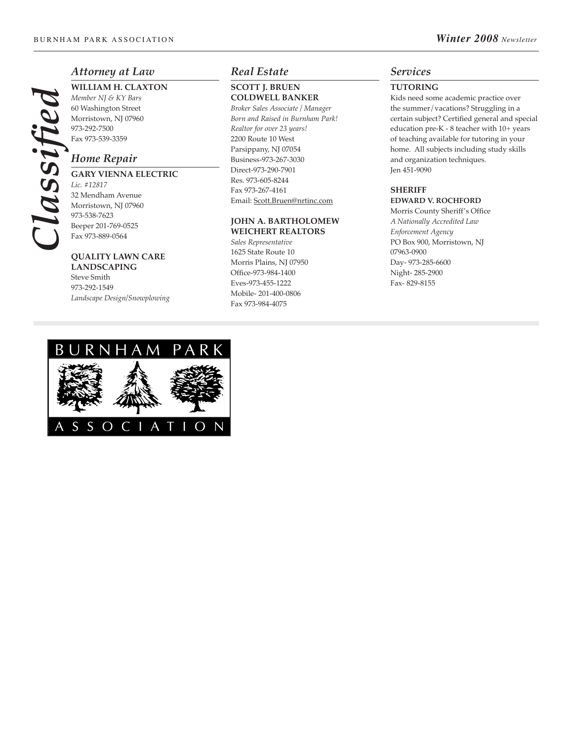# Classified

## Attorney at Law

**WILLIAM H. CLAXTON**
*Member NJ & KY Bars*
60 Washington Street
Morristown, NJ 07960
973-292-7500
Fax 973-539-3359

## Home Repair

**GARY VIENNA ELECTRIC**
*Lic. #12817*
32 Mendham Avenue
Morristown, NJ 07960
973-538-7623
Beeper 201-769-0525
Fax 973-889-0564

**QUALITY LAWN CARE LANDSCAPING**
Steve Smith
973-292-1549
*Landscape Design/Snowplowing*

## Real Estate

**SCOTT J. BRUEN COLDWELL BANKER**
*Broker Sales Associate / Manager*
*Born and Raised in Burnham Park!*
*Realtor for over 23 years!*
2200 Route 10 West
Parsippany, NJ 07054
Business-973-267-3030
Direct-973-290-7901
Res. 973-605-8244
Fax 973-267-4161
Email: Scott.Bruen@nrtinc.com

**JOHN A. BARTHOLOMEW WEICHERT REALTORS**
*Sales Representative*
1625 State Route 10
Morris Plains, NJ 07950
Office-973-984-1400
Eves-973-455-1222
Mobile- 201-400-0806
Fax 973-984-4075

## Services

**TUTORING**
Kids need some academic practice over the summer/vacations? Struggling in a certain subject? Certified general and special education pre-K - 8 teacher with 10+ years of teaching available for tutoring in your home. All subjects including study skills and organization techniques.
Jen 451-9090

**SHERIFF**
**EDWARD V. ROCHFORD**
Morris County Sheriff's Office
*A Nationally Accredited Law Enforcement Agency*
PO Box 900, Morristown, NJ 07963-0900
Day- 973-285-6600
Night- 285-2900
Fax- 829-8155

BURNHAM PARK ASSOCIATION